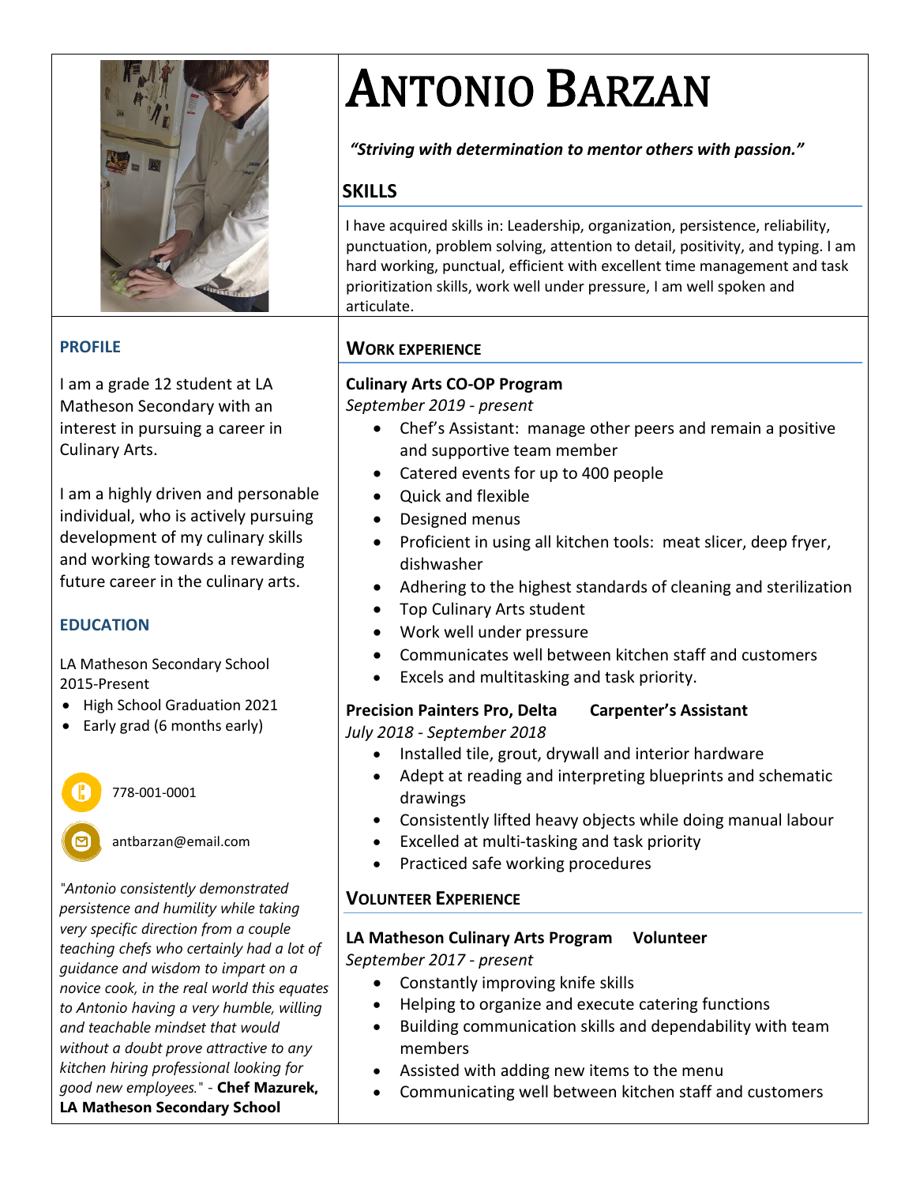# ANTONIO BARZAN

***"Striving with determination to mentor others with passion."***

## SKILLS

I have acquired skills in: Leadership, organization, persistence, reliability, punctuation, problem solving, attention to detail, positivity, and typing. I am hard working, punctual, efficient with excellent time management and task prioritization skills, work well under pressure, I am well spoken and articulate.

## PROFILE

I am a grade 12 student at LA Matheson Secondary with an interest in pursuing a career in Culinary Arts.

I am a highly driven and personable individual, who is actively pursuing development of my culinary skills and working towards a rewarding future career in the culinary arts.

## EDUCATION

LA Matheson Secondary School
2015-Present

- High School Graduation 2021
- Early grad (6 months early)

778-001-0001

antbarzan@email.com

*"Antonio consistently demonstrated persistence and humility while taking very specific direction from a couple teaching chefs who certainly had a lot of guidance and wisdom to impart on a novice cook, in the real world this equates to Antonio having a very humble, willing and teachable mindset that would without a doubt prove attractive to any kitchen hiring professional looking for good new employees."* - **Chef Mazurek, LA Matheson Secondary School**

## WORK EXPERIENCE

**Culinary Arts CO-OP Program**
*September 2019 - present*

- Chef's Assistant: manage other peers and remain a positive and supportive team member
- Catered events for up to 400 people
- Quick and flexible
- Designed menus
- Proficient in using all kitchen tools: meat slicer, deep fryer, dishwasher
- Adhering to the highest standards of cleaning and sterilization
- Top Culinary Arts student
- Work well under pressure
- Communicates well between kitchen staff and customers
- Excels and multitasking and task priority.

**Precision Painters Pro, Delta** **Carpenter's Assistant**
*July 2018 - September 2018*

- Installed tile, grout, drywall and interior hardware
- Adept at reading and interpreting blueprints and schematic drawings
- Consistently lifted heavy objects while doing manual labour
- Excelled at multi-tasking and task priority
- Practiced safe working procedures

## VOLUNTEER EXPERIENCE

**LA Matheson Culinary Arts Program** **Volunteer**
*September 2017 - present*

- Constantly improving knife skills
- Helping to organize and execute catering functions
- Building communication skills and dependability with team members
- Assisted with adding new items to the menu
- Communicating well between kitchen staff and customers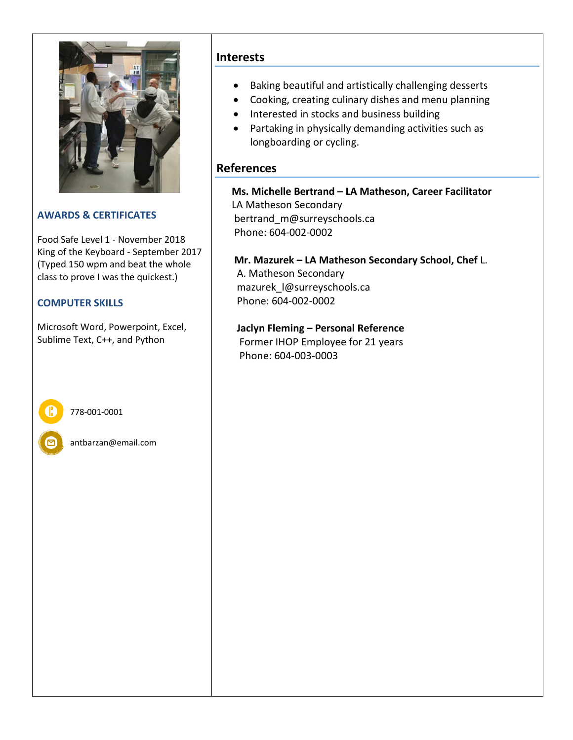## AWARDS & CERTIFICATES

Food Safe Level 1 - November 2018
King of the Keyboard - September 2017
(Typed 150 wpm and beat the whole class to prove I was the quickest.)

## COMPUTER SKILLS

Microsoft Word, Powerpoint, Excel, Sublime Text, C++, and Python

778-001-0001

antbarzan@email.com

## Interests

- Baking beautiful and artistically challenging desserts
- Cooking, creating culinary dishes and menu planning
- Interested in stocks and business building
- Partaking in physically demanding activities such as longboarding or cycling.

## References

**Ms. Michelle Bertrand – LA Matheson, Career Facilitator**
LA Matheson Secondary
bertrand_m@surreyschools.ca
Phone: 604-002-0002

**Mr. Mazurek – LA Matheson Secondary School, Chef** L.
A. Matheson Secondary
mazurek_l@surreyschools.ca
Phone: 604-002-0002

**Jaclyn Fleming – Personal Reference**
Former IHOP Employee for 21 years
Phone: 604-003-0003